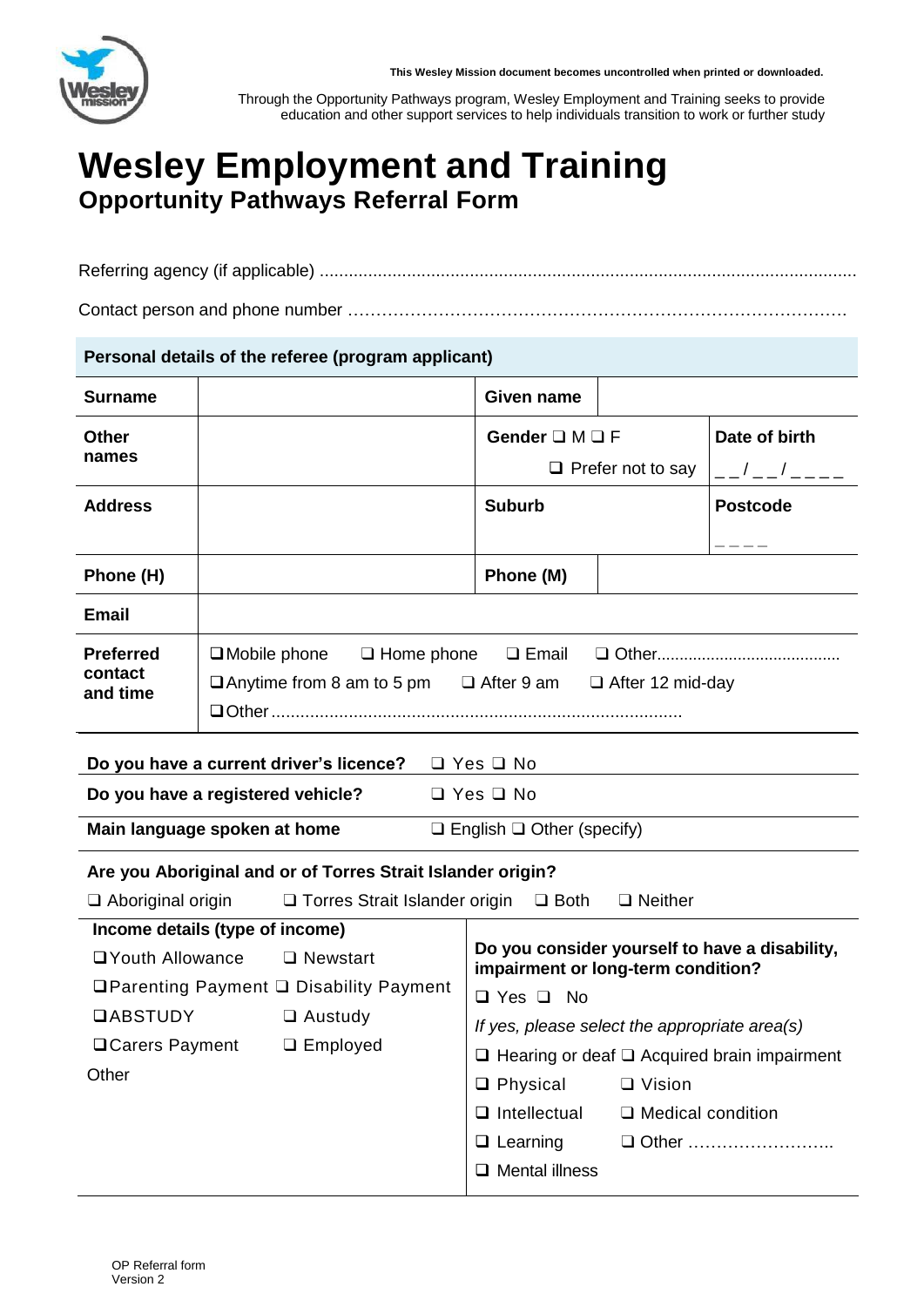This Wesley Mission document becomes uncontrolled when printed or downloaded.

Through the Opportunity Pathways program, Wesley Employment and Training seeks to provide education and other support services to help individuals transition to work or further study

# Wesley Employment and Training

## Opportunity Pathways Referral Form

Referring agency (if applicable) ..............................................................................................................

Contact person and phone number ……………………………………………………………………………

**Personal details of the referee (program applicant)**

| **Surname** | | **Given name** | | |
|---|---|---|---|---|
| **Other names** | | **Gender** ❑ M ❑ F ❑ Prefer not to say | | **Date of birth** _ _ / _ _ / _ _ _ _ |
| **Address** | | **Suburb** | | **Postcode** _ _ _ _ |
| **Phone (H)** | | **Phone (M)** | | |
| **Email** | | | | |
| **Preferred contact and time** | ❑ Mobile phone ❑ Home phone ❑ Email ❑ Other........................................ ❑ Anytime from 8 am to 5 pm ❑ After 9 am ❑ After 12 mid-day ❑ Other.................................................................................... | | | |

| | |
|---|---|
| **Do you have a current driver's licence?** | ❑ Yes ❑ No |
| **Do you have a registered vehicle?** | ❑ Yes ❑ No |
| **Main language spoken at home** | ❑ English ❑ Other (specify) |

**Are you Aboriginal and or of Torres Strait Islander origin?**

❑ Aboriginal origin ❑ Torres Strait Islander origin ❑ Both ❑ Neither

**Income details (type of income)**

❑ Youth Allowance ❑ Newstart
❑ Parenting Payment ❑ Disability Payment
❑ ABSTUDY ❑ Austudy
❑ Carers Payment ❑ Employed
Other

**Do you consider yourself to have a disability, impairment or long-term condition?**

❑ Yes ❑ No

*If yes, please select the appropriate area(s)*

❑ Hearing or deaf ❑ Acquired brain impairment
❑ Physical ❑ Vision
❑ Intellectual ❑ Medical condition
❑ Learning ❑ Other ……………………..
❑ Mental illness

OP Referral form
Version 2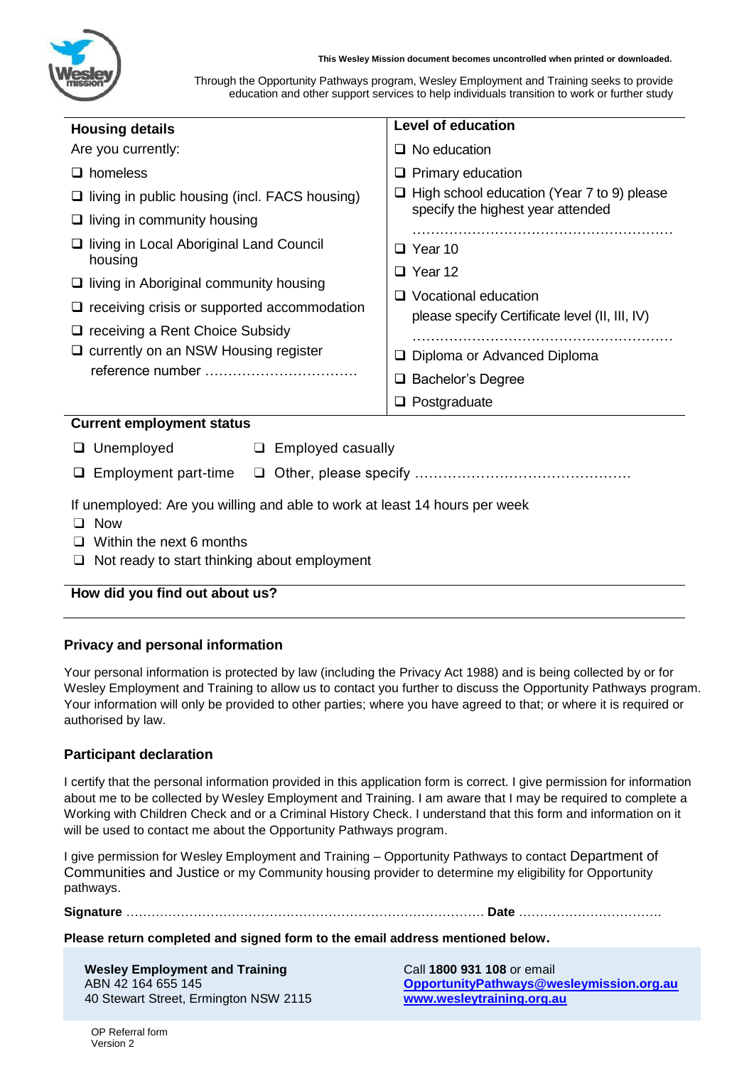This Wesley Mission document becomes uncontrolled when printed or downloaded.

Through the Opportunity Pathways program, Wesley Employment and Training seeks to provide education and other support services to help individuals transition to work or further study

**Housing details**

Are you currently:

- ❑ homeless
- ❑ living in public housing (incl. FACS housing)
- ❑ living in community housing
- ❑ living in Local Aboriginal Land Council housing
- ❑ living in Aboriginal community housing
- ❑ receiving crisis or supported accommodation
- ❑ receiving a Rent Choice Subsidy
- ❑ currently on an NSW Housing register reference number ……………………………

**Level of education**

- ❑ No education
- ❑ Primary education
- ❑ High school education (Year 7 to 9) please specify the highest year attended ………………………………………………
- ❑ Year 10
- ❑ Year 12
- ❑ Vocational education please specify Certificate level (II, III, IV) ………………………………………………
- ❑ Diploma or Advanced Diploma
- ❑ Bachelor's Degree
- ❑ Postgraduate

**Current employment status**

- ❑ Unemployed
- ❑ Employed casually
- ❑ Employment part-time
- ❑ Other, please specify ………………………………………

If unemployed: Are you willing and able to work at least 14 hours per week

- ❑ Now
- ❑ Within the next 6 months
- ❑ Not ready to start thinking about employment

**How did you find out about us?**

## Privacy and personal information

Your personal information is protected by law (including the Privacy Act 1988) and is being collected by or for Wesley Employment and Training to allow us to contact you further to discuss the Opportunity Pathways program. Your information will only be provided to other parties; where you have agreed to that; or where it is required or authorised by law.

## Participant declaration

I certify that the personal information provided in this application form is correct. I give permission for information about me to be collected by Wesley Employment and Training. I am aware that I may be required to complete a Working with Children Check and or a Criminal History Check. I understand that this form and information on it will be used to contact me about the Opportunity Pathways program.

I give permission for Wesley Employment and Training – Opportunity Pathways to contact Department of Communities and Justice or my Community housing provider to determine my eligibility for Opportunity pathways.

**Signature** ………………………………………………………………………… **Date** ……………………………

**Please return completed and signed form to the email address mentioned below.**

**Wesley Employment and Training**
ABN 42 164 655 145
40 Stewart Street, Ermington NSW 2115

Call **1800 931 108** or email
**OpportunityPathways@wesleymission.org.au**
**www.wesleytraining.org.au**

OP Referral form
Version 2